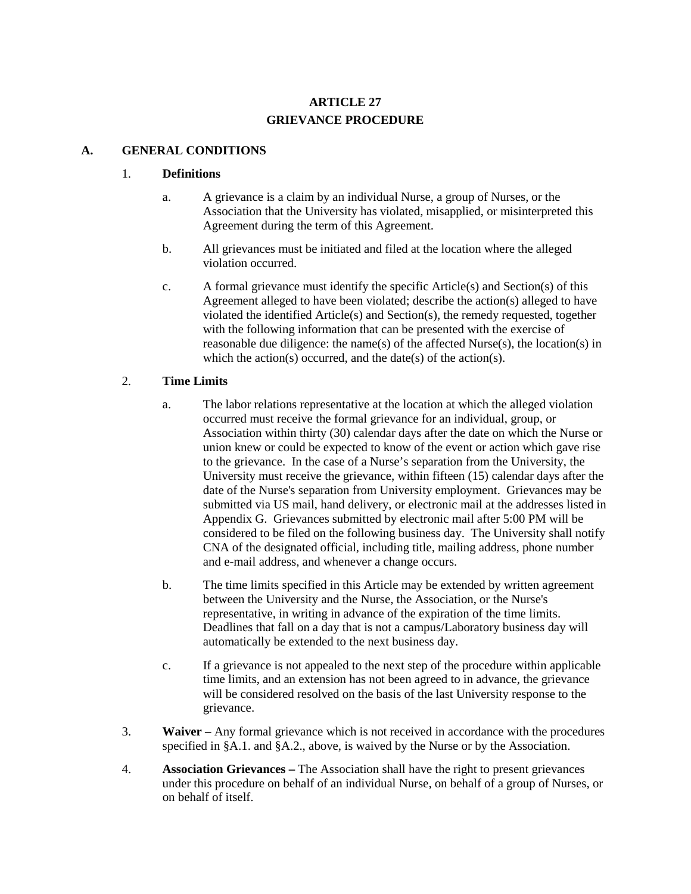# ARTICLE 27
# GRIEVANCE PROCEDURE

## A. GENERAL CONDITIONS

### 1. Definitions

a. A grievance is a claim by an individual Nurse, a group of Nurses, or the Association that the University has violated, misapplied, or misinterpreted this Agreement during the term of this Agreement.

b. All grievances must be initiated and filed at the location where the alleged violation occurred.

c. A formal grievance must identify the specific Article(s) and Section(s) of this Agreement alleged to have been violated; describe the action(s) alleged to have violated the identified Article(s) and Section(s), the remedy requested, together with the following information that can be presented with the exercise of reasonable due diligence: the name(s) of the affected Nurse(s), the location(s) in which the action(s) occurred, and the date(s) of the action(s).

### 2. Time Limits

a. The labor relations representative at the location at which the alleged violation occurred must receive the formal grievance for an individual, group, or Association within thirty (30) calendar days after the date on which the Nurse or union knew or could be expected to know of the event or action which gave rise to the grievance. In the case of a Nurse's separation from the University, the University must receive the grievance, within fifteen (15) calendar days after the date of the Nurse's separation from University employment. Grievances may be submitted via US mail, hand delivery, or electronic mail at the addresses listed in Appendix G. Grievances submitted by electronic mail after 5:00 PM will be considered to be filed on the following business day. The University shall notify CNA of the designated official, including title, mailing address, phone number and e-mail address, and whenever a change occurs.

b. The time limits specified in this Article may be extended by written agreement between the University and the Nurse, the Association, or the Nurse's representative, in writing in advance of the expiration of the time limits. Deadlines that fall on a day that is not a campus/Laboratory business day will automatically be extended to the next business day.

c. If a grievance is not appealed to the next step of the procedure within applicable time limits, and an extension has not been agreed to in advance, the grievance will be considered resolved on the basis of the last University response to the grievance.

3. **Waiver –** Any formal grievance which is not received in accordance with the procedures specified in §A.1. and §A.2., above, is waived by the Nurse or by the Association.

4. **Association Grievances –** The Association shall have the right to present grievances under this procedure on behalf of an individual Nurse, on behalf of a group of Nurses, or on behalf of itself.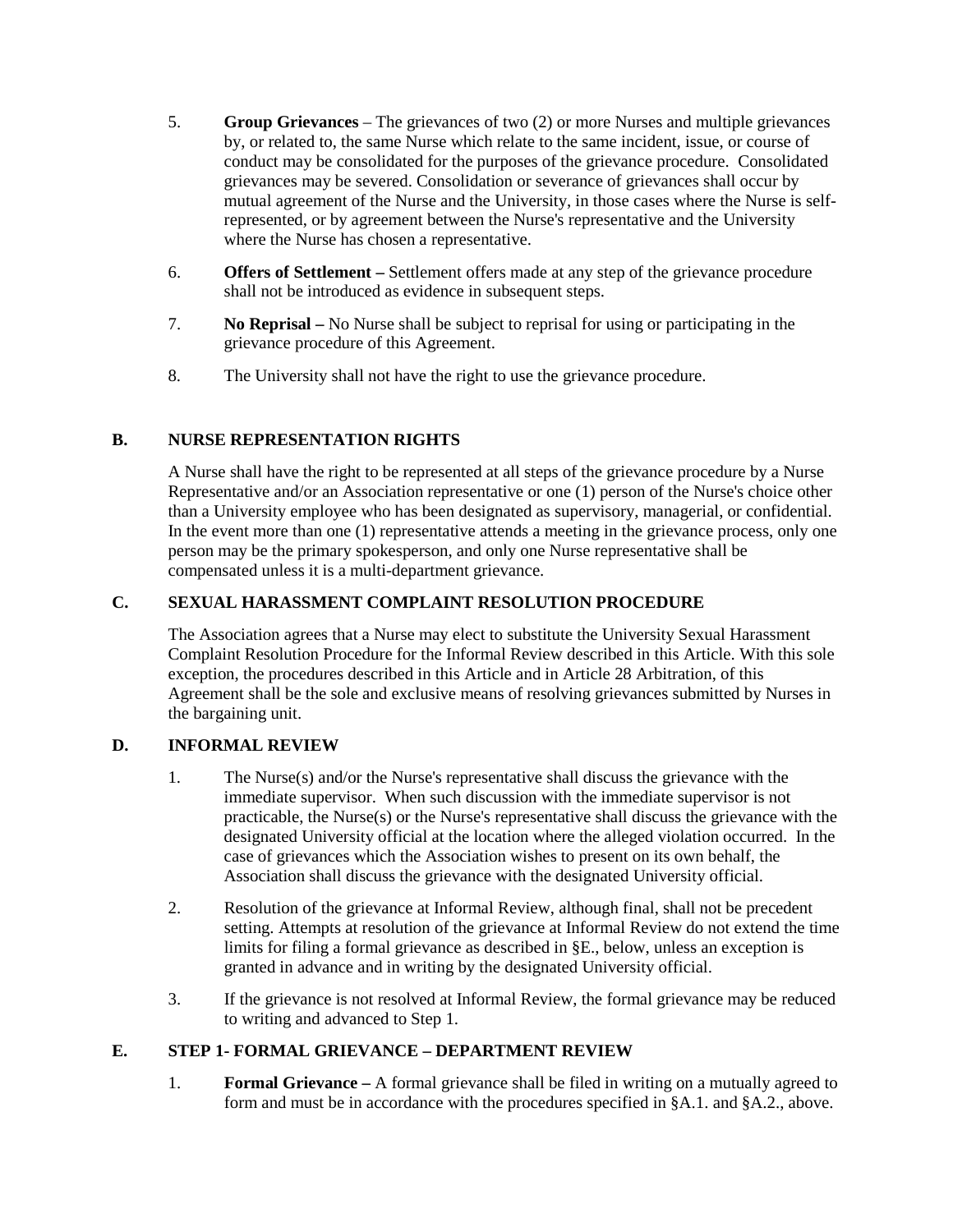5. **Group Grievances** – The grievances of two (2) or more Nurses and multiple grievances by, or related to, the same Nurse which relate to the same incident, issue, or course of conduct may be consolidated for the purposes of the grievance procedure. Consolidated grievances may be severed. Consolidation or severance of grievances shall occur by mutual agreement of the Nurse and the University, in those cases where the Nurse is self-represented, or by agreement between the Nurse's representative and the University where the Nurse has chosen a representative.

6. **Offers of Settlement –** Settlement offers made at any step of the grievance procedure shall not be introduced as evidence in subsequent steps.

7. **No Reprisal –** No Nurse shall be subject to reprisal for using or participating in the grievance procedure of this Agreement.

8. The University shall not have the right to use the grievance procedure.

## B. NURSE REPRESENTATION RIGHTS

A Nurse shall have the right to be represented at all steps of the grievance procedure by a Nurse Representative and/or an Association representative or one (1) person of the Nurse's choice other than a University employee who has been designated as supervisory, managerial, or confidential. In the event more than one (1) representative attends a meeting in the grievance process, only one person may be the primary spokesperson, and only one Nurse representative shall be compensated unless it is a multi-department grievance.

## C. SEXUAL HARASSMENT COMPLAINT RESOLUTION PROCEDURE

The Association agrees that a Nurse may elect to substitute the University Sexual Harassment Complaint Resolution Procedure for the Informal Review described in this Article. With this sole exception, the procedures described in this Article and in Article 28 Arbitration, of this Agreement shall be the sole and exclusive means of resolving grievances submitted by Nurses in the bargaining unit.

## D. INFORMAL REVIEW

1. The Nurse(s) and/or the Nurse's representative shall discuss the grievance with the immediate supervisor. When such discussion with the immediate supervisor is not practicable, the Nurse(s) or the Nurse's representative shall discuss the grievance with the designated University official at the location where the alleged violation occurred. In the case of grievances which the Association wishes to present on its own behalf, the Association shall discuss the grievance with the designated University official.

2. Resolution of the grievance at Informal Review, although final, shall not be precedent setting. Attempts at resolution of the grievance at Informal Review do not extend the time limits for filing a formal grievance as described in §E., below, unless an exception is granted in advance and in writing by the designated University official.

3. If the grievance is not resolved at Informal Review, the formal grievance may be reduced to writing and advanced to Step 1.

## E. STEP 1- FORMAL GRIEVANCE – DEPARTMENT REVIEW

1. **Formal Grievance –** A formal grievance shall be filed in writing on a mutually agreed to form and must be in accordance with the procedures specified in §A.1. and §A.2., above.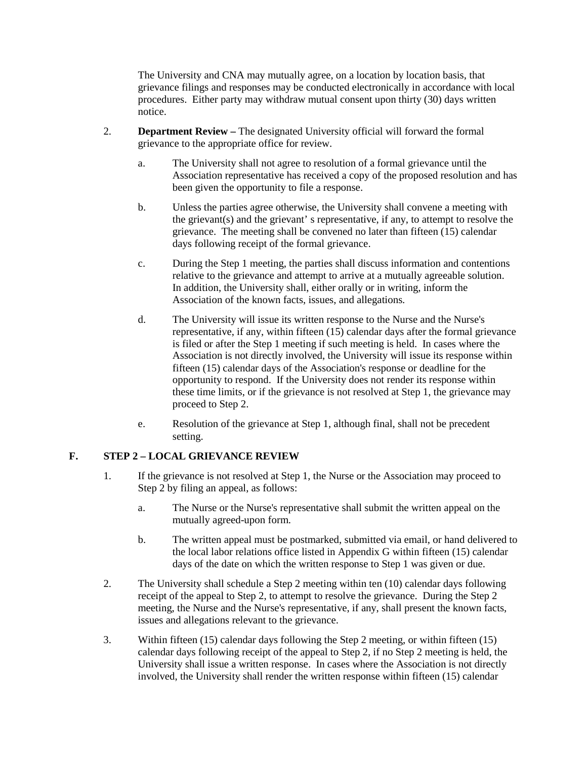The University and CNA may mutually agree, on a location by location basis, that grievance filings and responses may be conducted electronically in accordance with local procedures. Either party may withdraw mutual consent upon thirty (30) days written notice.

2. **Department Review –** The designated University official will forward the formal grievance to the appropriate office for review.

   a. The University shall not agree to resolution of a formal grievance until the Association representative has received a copy of the proposed resolution and has been given the opportunity to file a response.

   b. Unless the parties agree otherwise, the University shall convene a meeting with the grievant(s) and the grievant' s representative, if any, to attempt to resolve the grievance. The meeting shall be convened no later than fifteen (15) calendar days following receipt of the formal grievance.

   c. During the Step 1 meeting, the parties shall discuss information and contentions relative to the grievance and attempt to arrive at a mutually agreeable solution. In addition, the University shall, either orally or in writing, inform the Association of the known facts, issues, and allegations.

   d. The University will issue its written response to the Nurse and the Nurse's representative, if any, within fifteen (15) calendar days after the formal grievance is filed or after the Step 1 meeting if such meeting is held. In cases where the Association is not directly involved, the University will issue its response within fifteen (15) calendar days of the Association's response or deadline for the opportunity to respond. If the University does not render its response within these time limits, or if the grievance is not resolved at Step 1, the grievance may proceed to Step 2.

   e. Resolution of the grievance at Step 1, although final, shall not be precedent setting.

## F. STEP 2 – LOCAL GRIEVANCE REVIEW

1. If the grievance is not resolved at Step 1, the Nurse or the Association may proceed to Step 2 by filing an appeal, as follows:

   a. The Nurse or the Nurse's representative shall submit the written appeal on the mutually agreed-upon form.

   b. The written appeal must be postmarked, submitted via email, or hand delivered to the local labor relations office listed in Appendix G within fifteen (15) calendar days of the date on which the written response to Step 1 was given or due.

2. The University shall schedule a Step 2 meeting within ten (10) calendar days following receipt of the appeal to Step 2, to attempt to resolve the grievance. During the Step 2 meeting, the Nurse and the Nurse's representative, if any, shall present the known facts, issues and allegations relevant to the grievance.

3. Within fifteen (15) calendar days following the Step 2 meeting, or within fifteen (15) calendar days following receipt of the appeal to Step 2, if no Step 2 meeting is held, the University shall issue a written response. In cases where the Association is not directly involved, the University shall render the written response within fifteen (15) calendar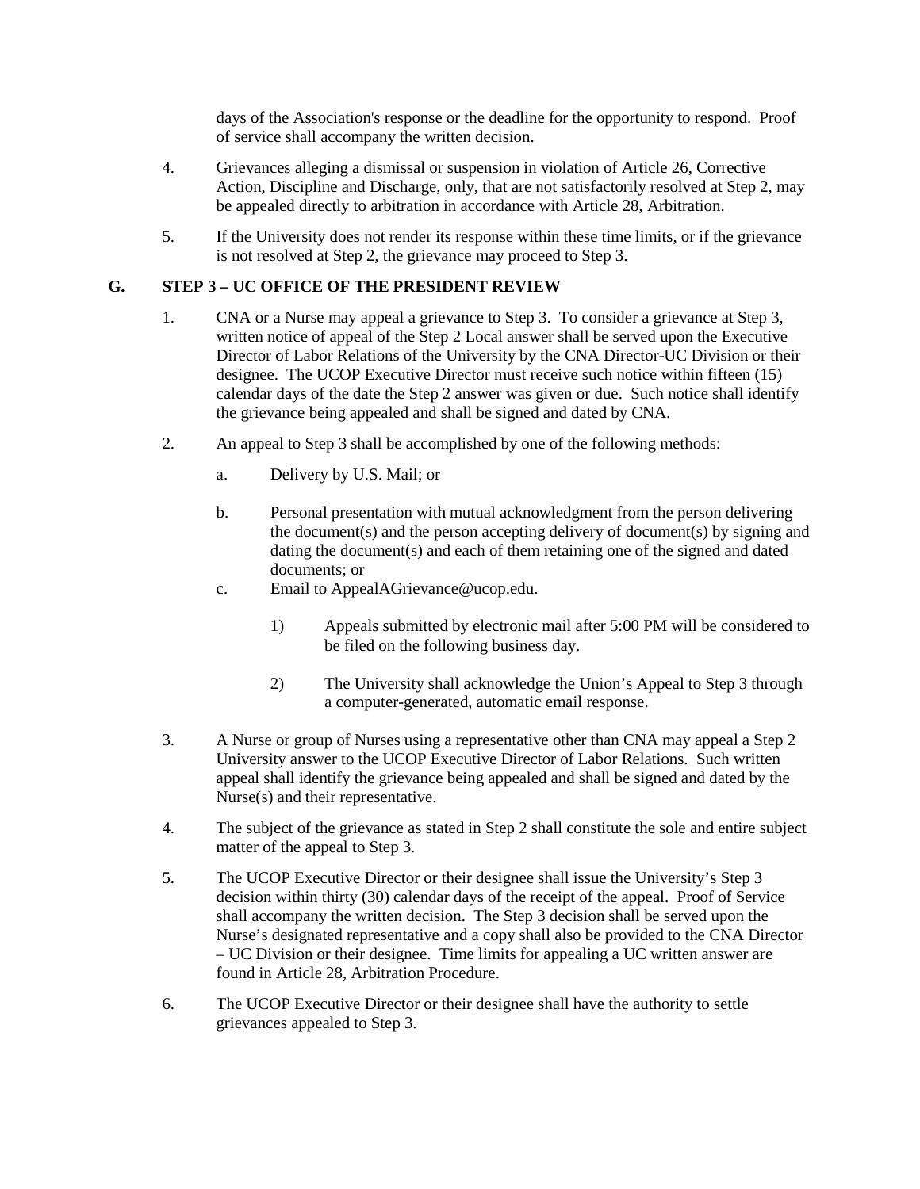days of the Association's response or the deadline for the opportunity to respond. Proof of service shall accompany the written decision.

4. Grievances alleging a dismissal or suspension in violation of Article 26, Corrective Action, Discipline and Discharge, only, that are not satisfactorily resolved at Step 2, may be appealed directly to arbitration in accordance with Article 28, Arbitration.

5. If the University does not render its response within these time limits, or if the grievance is not resolved at Step 2, the grievance may proceed to Step 3.

## G. STEP 3 – UC OFFICE OF THE PRESIDENT REVIEW

1. CNA or a Nurse may appeal a grievance to Step 3. To consider a grievance at Step 3, written notice of appeal of the Step 2 Local answer shall be served upon the Executive Director of Labor Relations of the University by the CNA Director-UC Division or their designee. The UCOP Executive Director must receive such notice within fifteen (15) calendar days of the date the Step 2 answer was given or due. Such notice shall identify the grievance being appealed and shall be signed and dated by CNA.

2. An appeal to Step 3 shall be accomplished by one of the following methods:

   a. Delivery by U.S. Mail; or

   b. Personal presentation with mutual acknowledgment from the person delivering the document(s) and the person accepting delivery of document(s) by signing and dating the document(s) and each of them retaining one of the signed and dated documents; or

   c. Email to AppealAGrievance@ucop.edu.

      1) Appeals submitted by electronic mail after 5:00 PM will be considered to be filed on the following business day.

      2) The University shall acknowledge the Union's Appeal to Step 3 through a computer-generated, automatic email response.

3. A Nurse or group of Nurses using a representative other than CNA may appeal a Step 2 University answer to the UCOP Executive Director of Labor Relations. Such written appeal shall identify the grievance being appealed and shall be signed and dated by the Nurse(s) and their representative.

4. The subject of the grievance as stated in Step 2 shall constitute the sole and entire subject matter of the appeal to Step 3.

5. The UCOP Executive Director or their designee shall issue the University's Step 3 decision within thirty (30) calendar days of the receipt of the appeal. Proof of Service shall accompany the written decision. The Step 3 decision shall be served upon the Nurse's designated representative and a copy shall also be provided to the CNA Director – UC Division or their designee. Time limits for appealing a UC written answer are found in Article 28, Arbitration Procedure.

6. The UCOP Executive Director or their designee shall have the authority to settle grievances appealed to Step 3.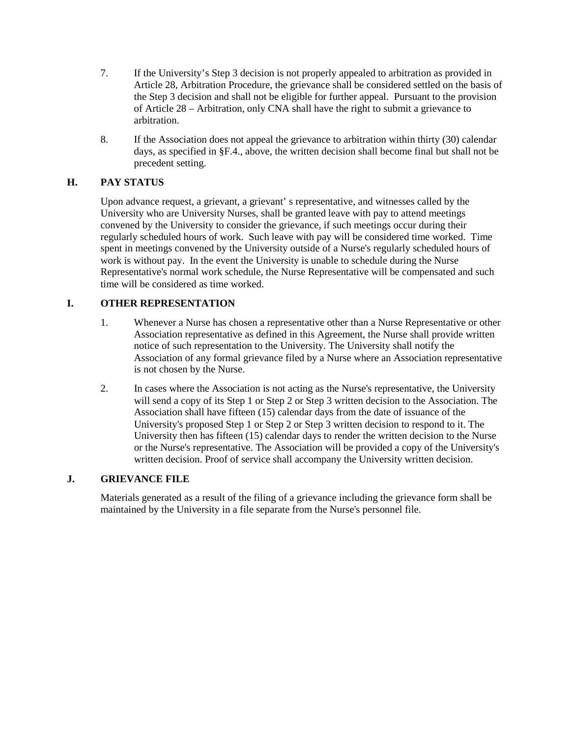7. If the University's Step 3 decision is not properly appealed to arbitration as provided in Article 28, Arbitration Procedure, the grievance shall be considered settled on the basis of the Step 3 decision and shall not be eligible for further appeal. Pursuant to the provision of Article 28 – Arbitration, only CNA shall have the right to submit a grievance to arbitration.

8. If the Association does not appeal the grievance to arbitration within thirty (30) calendar days, as specified in §F.4., above, the written decision shall become final but shall not be precedent setting.

## H. PAY STATUS

Upon advance request, a grievant, a grievant' s representative, and witnesses called by the University who are University Nurses, shall be granted leave with pay to attend meetings convened by the University to consider the grievance, if such meetings occur during their regularly scheduled hours of work. Such leave with pay will be considered time worked. Time spent in meetings convened by the University outside of a Nurse's regularly scheduled hours of work is without pay. In the event the University is unable to schedule during the Nurse Representative's normal work schedule, the Nurse Representative will be compensated and such time will be considered as time worked.

## I. OTHER REPRESENTATION

1. Whenever a Nurse has chosen a representative other than a Nurse Representative or other Association representative as defined in this Agreement, the Nurse shall provide written notice of such representation to the University. The University shall notify the Association of any formal grievance filed by a Nurse where an Association representative is not chosen by the Nurse.

2. In cases where the Association is not acting as the Nurse's representative, the University will send a copy of its Step 1 or Step 2 or Step 3 written decision to the Association. The Association shall have fifteen (15) calendar days from the date of issuance of the University's proposed Step 1 or Step 2 or Step 3 written decision to respond to it. The University then has fifteen (15) calendar days to render the written decision to the Nurse or the Nurse's representative. The Association will be provided a copy of the University's written decision. Proof of service shall accompany the University written decision.

## J. GRIEVANCE FILE

Materials generated as a result of the filing of a grievance including the grievance form shall be maintained by the University in a file separate from the Nurse's personnel file.